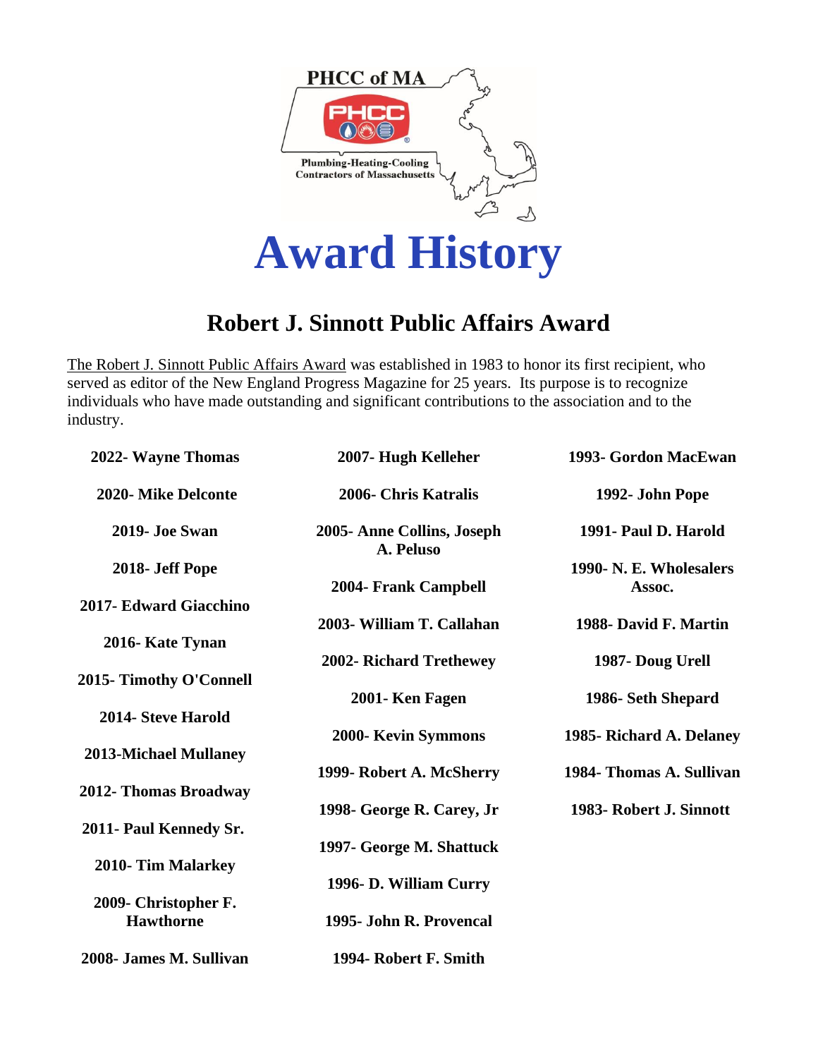PHCC of MA

Plumbing-Heating-Cooling Contractors of Massachusetts

# Award History

## Robert J. Sinnott Public Affairs Award

The Robert J. Sinnott Public Affairs Award was established in 1983 to honor its first recipient, who served as editor of the New England Progress Magazine for 25 years. Its purpose is to recognize individuals who have made outstanding and significant contributions to the association and to the industry.

**2022- Wayne Thomas**

**2020- Mike Delconte**

**2019- Joe Swan**

**2018- Jeff Pope**

**2017- Edward Giacchino**

**2016- Kate Tynan**

**2015- Timothy O'Connell**

**2014- Steve Harold**

**2013-Michael Mullaney**

**2012- Thomas Broadway**

**2011- Paul Kennedy Sr.**

**2010- Tim Malarkey**

**2009- Christopher F. Hawthorne**

**2008- James M. Sullivan**

**2007- Hugh Kelleher**

**2006- Chris Katralis**

**2005- Anne Collins, Joseph A. Peluso**

**2004- Frank Campbell**

**2003- William T. Callahan**

**2002- Richard Trethewey**

**2001- Ken Fagen**

**2000- Kevin Symmons**

**1999- Robert A. McSherry**

**1998- George R. Carey, Jr**

**1997- George M. Shattuck**

**1996- D. William Curry**

**1995- John R. Provencal**

**1994- Robert F. Smith**

**1993- Gordon MacEwan**

**1992- John Pope**

**1991- Paul D. Harold**

**1990- N. E. Wholesalers Assoc.**

**1988- David F. Martin**

**1987- Doug Urell**

**1986- Seth Shepard**

**1985- Richard A. Delaney**

**1984- Thomas A. Sullivan**

**1983- Robert J. Sinnott**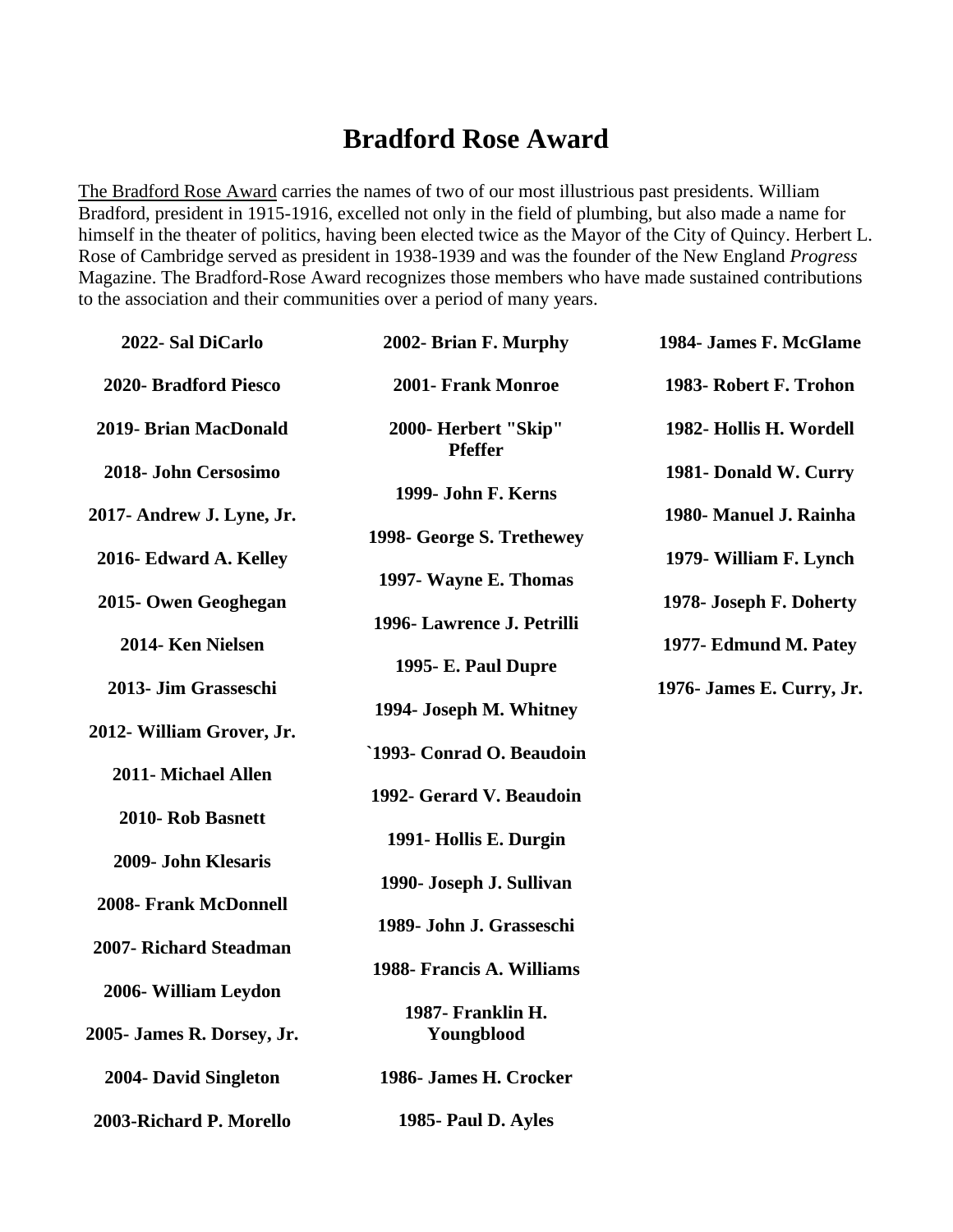# Bradford Rose Award

The Bradford Rose Award carries the names of two of our most illustrious past presidents. William Bradford, president in 1915-1916, excelled not only in the field of plumbing, but also made a name for himself in the theater of politics, having been elected twice as the Mayor of the City of Quincy. Herbert L. Rose of Cambridge served as president in 1938-1939 and was the founder of the New England *Progress* Magazine. The Bradford-Rose Award recognizes those members who have made sustained contributions to the association and their communities over a period of many years.

**2022- Sal DiCarlo**

**2020- Bradford Piesco**

**2019- Brian MacDonald**

**2018- John Cersosimo**

**2017- Andrew J. Lyne, Jr.**

**2016- Edward A. Kelley**

**2015- Owen Geoghegan**

**2014- Ken Nielsen**

**2013- Jim Grasseschi**

**2012- William Grover, Jr.**

**2011- Michael Allen**

**2010- Rob Basnett**

**2009- John Klesaris**

**2008- Frank McDonnell**

**2007- Richard Steadman**

**2006- William Leydon**

**2005- James R. Dorsey, Jr.**

**2004- David Singleton**

**2003-Richard P. Morello**

**2002- Brian F. Murphy**

**2001- Frank Monroe**

**2000- Herbert "Skip" Pfeffer**

**1999- John F. Kerns**

**1998- George S. Trethewey**

**1997- Wayne E. Thomas**

**1996- Lawrence J. Petrilli**

**1995- E. Paul Dupre**

**1994- Joseph M. Whitney**

**`1993- Conrad O. Beaudoin**

**1992- Gerard V. Beaudoin**

**1991- Hollis E. Durgin**

**1990- Joseph J. Sullivan**

**1989- John J. Grasseschi**

**1988- Francis A. Williams**

**1987- Franklin H. Youngblood**

**1986- James H. Crocker**

**1985- Paul D. Ayles**

**1984- James F. McGlame**

**1983- Robert F. Trohon**

**1982- Hollis H. Wordell**

**1981- Donald W. Curry**

**1980- Manuel J. Rainha**

**1979- William F. Lynch**

**1978- Joseph F. Doherty**

**1977- Edmund M. Patey**

**1976- James E. Curry, Jr.**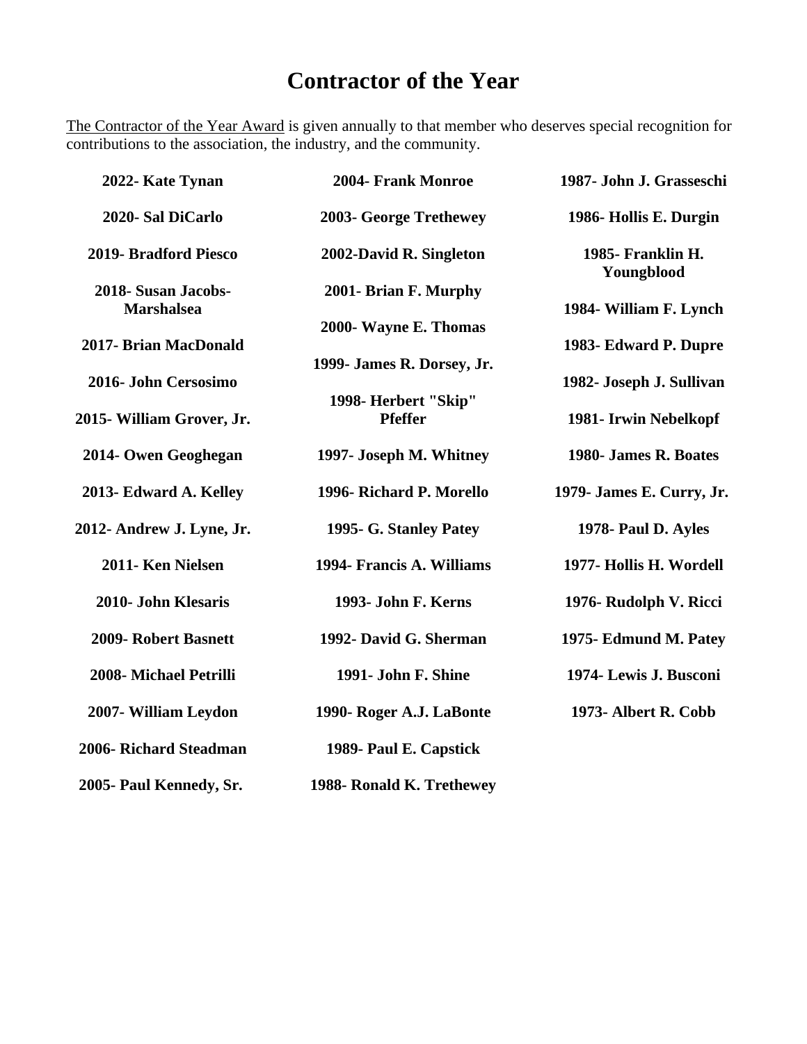# Contractor of the Year

The Contractor of the Year Award is given annually to that member who deserves special recognition for contributions to the association, the industry, and the community.

**2022- Kate Tynan**

**2020- Sal DiCarlo**

**2019- Bradford Piesco**

**2018- Susan Jacobs-Marshalsea**

**2017- Brian MacDonald**

**2016- John Cersosimo**

**2015- William Grover, Jr.**

**2014- Owen Geoghegan**

**2013- Edward A. Kelley**

**2012- Andrew J. Lyne, Jr.**

**2011- Ken Nielsen**

**2010- John Klesaris**

**2009- Robert Basnett**

**2008- Michael Petrilli**

**2007- William Leydon**

**2006- Richard Steadman**

**2005- Paul Kennedy, Sr.**

**2004- Frank Monroe**

**2003- George Trethewey**

**2002-David R. Singleton**

**2001- Brian F. Murphy**

**2000- Wayne E. Thomas**

**1999- James R. Dorsey, Jr.**

**1998- Herbert "Skip" Pfeffer**

**1997- Joseph M. Whitney**

**1996- Richard P. Morello**

**1995- G. Stanley Patey**

**1994- Francis A. Williams**

**1993- John F. Kerns**

**1992- David G. Sherman**

**1991- John F. Shine**

**1990- Roger A.J. LaBonte**

**1989- Paul E. Capstick**

**1988- Ronald K. Trethewey**

**1987- John J. Grasseschi**

**1986- Hollis E. Durgin**

**1985- Franklin H. Youngblood**

**1984- William F. Lynch**

**1983- Edward P. Dupre**

**1982- Joseph J. Sullivan**

**1981- Irwin Nebelkopf**

**1980- James R. Boates**

**1979- James E. Curry, Jr.**

**1978- Paul D. Ayles**

**1977- Hollis H. Wordell**

**1976- Rudolph V. Ricci**

**1975- Edmund M. Patey**

**1974- Lewis J. Busconi**

**1973- Albert R. Cobb**